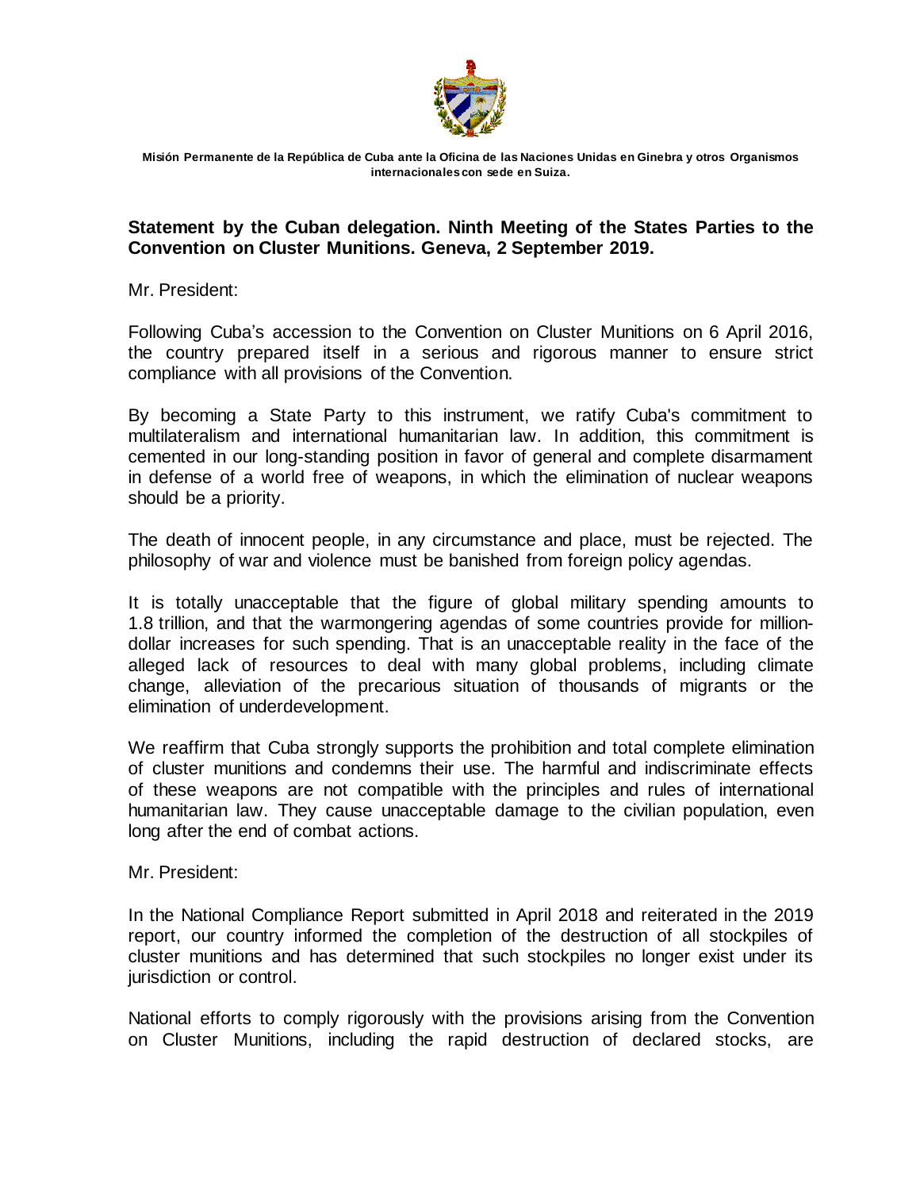Misión Permanente de la República de Cuba ante la Oficina de las Naciones Unidas en Ginebra y otros Organismos internacionales con sede en Suiza.

**Statement by the Cuban delegation. Ninth Meeting of the States Parties to the Convention on Cluster Munitions. Geneva, 2 September 2019.**

Mr. President:

Following Cuba's accession to the Convention on Cluster Munitions on 6 April 2016, the country prepared itself in a serious and rigorous manner to ensure strict compliance with all provisions of the Convention.

By becoming a State Party to this instrument, we ratify Cuba's commitment to multilateralism and international humanitarian law. In addition, this commitment is cemented in our long-standing position in favor of general and complete disarmament in defense of a world free of weapons, in which the elimination of nuclear weapons should be a priority.

The death of innocent people, in any circumstance and place, must be rejected. The philosophy of war and violence must be banished from foreign policy agendas.

It is totally unacceptable that the figure of global military spending amounts to 1.8 trillion, and that the warmongering agendas of some countries provide for million-dollar increases for such spending. That is an unacceptable reality in the face of the alleged lack of resources to deal with many global problems, including climate change, alleviation of the precarious situation of thousands of migrants or the elimination of underdevelopment.

We reaffirm that Cuba strongly supports the prohibition and total complete elimination of cluster munitions and condemns their use. The harmful and indiscriminate effects of these weapons are not compatible with the principles and rules of international humanitarian law. They cause unacceptable damage to the civilian population, even long after the end of combat actions.

Mr. President:

In the National Compliance Report submitted in April 2018 and reiterated in the 2019 report, our country informed the completion of the destruction of all stockpiles of cluster munitions and has determined that such stockpiles no longer exist under its jurisdiction or control.

National efforts to comply rigorously with the provisions arising from the Convention on Cluster Munitions, including the rapid destruction of declared stocks, are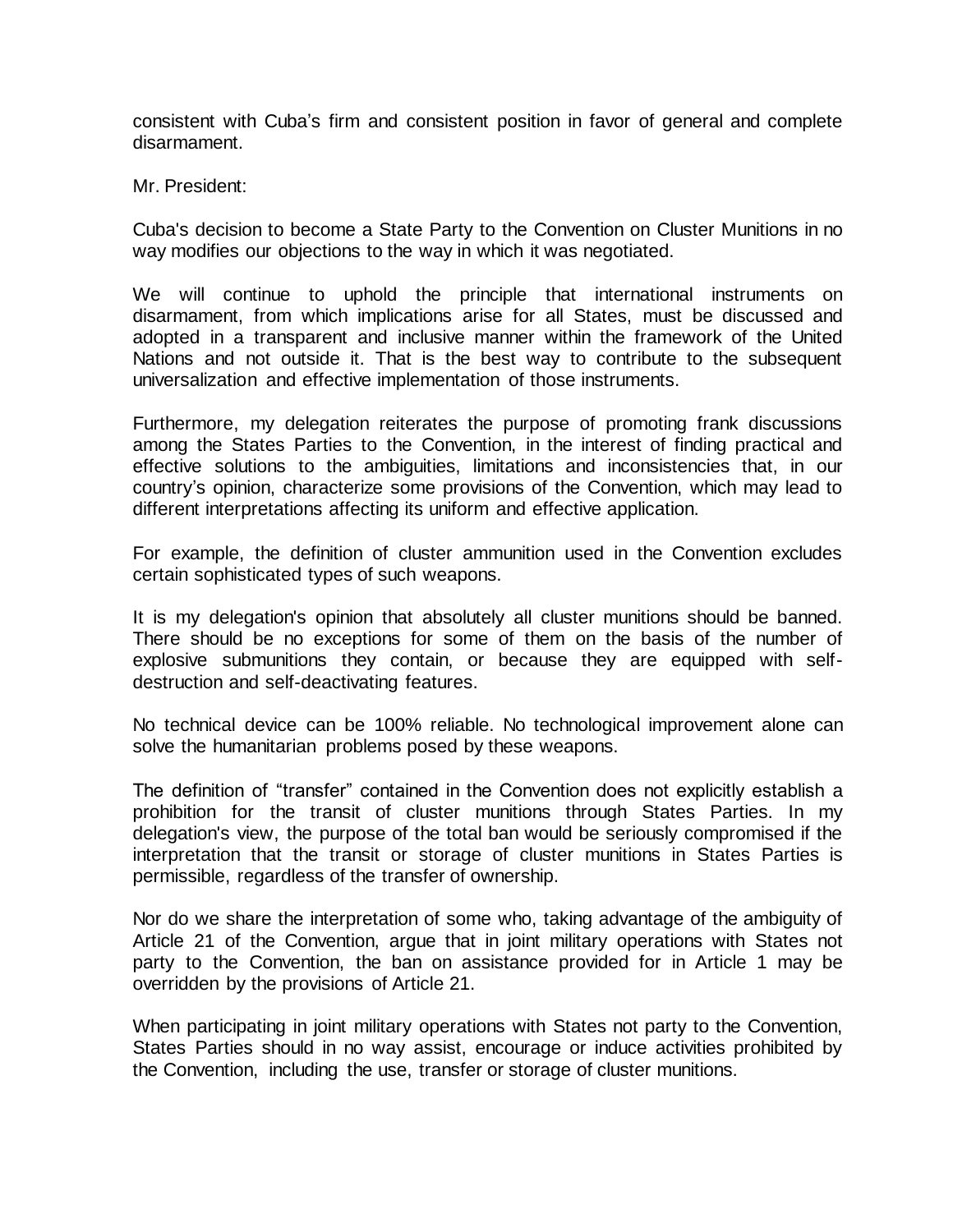consistent with Cuba's firm and consistent position in favor of general and complete disarmament.

Mr. President:

Cuba's decision to become a State Party to the Convention on Cluster Munitions in no way modifies our objections to the way in which it was negotiated.

We will continue to uphold the principle that international instruments on disarmament, from which implications arise for all States, must be discussed and adopted in a transparent and inclusive manner within the framework of the United Nations and not outside it. That is the best way to contribute to the subsequent universalization and effective implementation of those instruments.

Furthermore, my delegation reiterates the purpose of promoting frank discussions among the States Parties to the Convention, in the interest of finding practical and effective solutions to the ambiguities, limitations and inconsistencies that, in our country's opinion, characterize some provisions of the Convention, which may lead to different interpretations affecting its uniform and effective application.

For example, the definition of cluster ammunition used in the Convention excludes certain sophisticated types of such weapons.

It is my delegation's opinion that absolutely all cluster munitions should be banned. There should be no exceptions for some of them on the basis of the number of explosive submunitions they contain, or because they are equipped with self-destruction and self-deactivating features.

No technical device can be 100% reliable. No technological improvement alone can solve the humanitarian problems posed by these weapons.

The definition of "transfer" contained in the Convention does not explicitly establish a prohibition for the transit of cluster munitions through States Parties. In my delegation's view, the purpose of the total ban would be seriously compromised if the interpretation that the transit or storage of cluster munitions in States Parties is permissible, regardless of the transfer of ownership.

Nor do we share the interpretation of some who, taking advantage of the ambiguity of Article 21 of the Convention, argue that in joint military operations with States not party to the Convention, the ban on assistance provided for in Article 1 may be overridden by the provisions of Article 21.

When participating in joint military operations with States not party to the Convention, States Parties should in no way assist, encourage or induce activities prohibited by the Convention, including the use, transfer or storage of cluster munitions.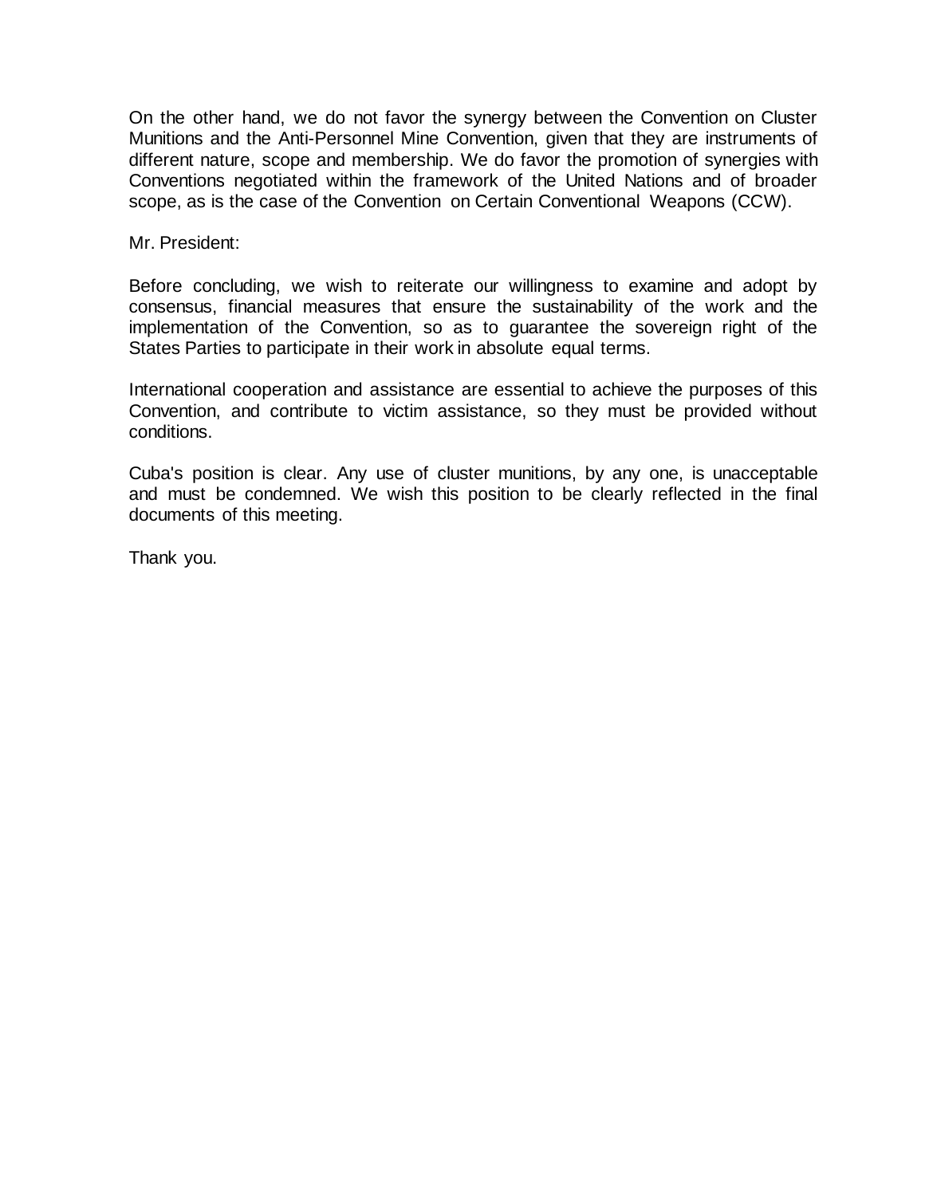On the other hand, we do not favor the synergy between the Convention on Cluster Munitions and the Anti-Personnel Mine Convention, given that they are instruments of different nature, scope and membership. We do favor the promotion of synergies with Conventions negotiated within the framework of the United Nations and of broader scope, as is the case of the Convention on Certain Conventional Weapons (CCW).

Mr. President:

Before concluding, we wish to reiterate our willingness to examine and adopt by consensus, financial measures that ensure the sustainability of the work and the implementation of the Convention, so as to guarantee the sovereign right of the States Parties to participate in their work in absolute equal terms.

International cooperation and assistance are essential to achieve the purposes of this Convention, and contribute to victim assistance, so they must be provided without conditions.

Cuba's position is clear. Any use of cluster munitions, by any one, is unacceptable and must be condemned. We wish this position to be clearly reflected in the final documents of this meeting.

Thank you.